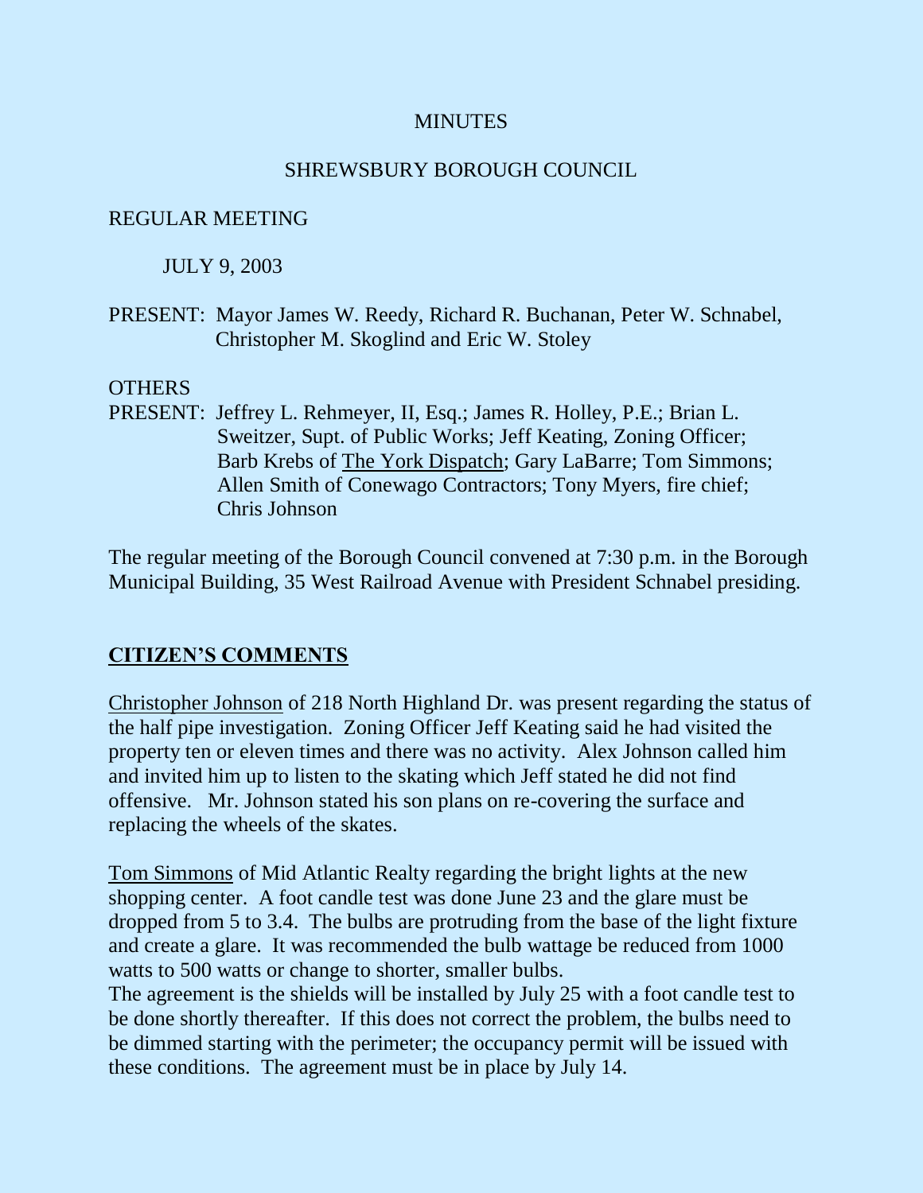MINUTES

SHREWSBURY BOROUGH COUNCIL

REGULAR MEETING

JULY 9, 2003

PRESENT: Mayor James W. Reedy, Richard R. Buchanan, Peter W. Schnabel, Christopher M. Skoglind and Eric W. Stoley

OTHERS
PRESENT: Jeffrey L. Rehmeyer, II, Esq.; James R. Holley, P.E.; Brian L. Sweitzer, Supt. of Public Works; Jeff Keating, Zoning Officer; Barb Krebs of The York Dispatch; Gary LaBarre; Tom Simmons; Allen Smith of Conewago Contractors; Tony Myers, fire chief; Chris Johnson

The regular meeting of the Borough Council convened at 7:30 p.m. in the Borough Municipal Building, 35 West Railroad Avenue with President Schnabel presiding.

## CITIZEN'S COMMENTS

Christopher Johnson of 218 North Highland Dr. was present regarding the status of the half pipe investigation. Zoning Officer Jeff Keating said he had visited the property ten or eleven times and there was no activity. Alex Johnson called him and invited him up to listen to the skating which Jeff stated he did not find offensive. Mr. Johnson stated his son plans on re-covering the surface and replacing the wheels of the skates.

Tom Simmons of Mid Atlantic Realty regarding the bright lights at the new shopping center. A foot candle test was done June 23 and the glare must be dropped from 5 to 3.4. The bulbs are protruding from the base of the light fixture and create a glare. It was recommended the bulb wattage be reduced from 1000 watts to 500 watts or change to shorter, smaller bulbs.
The agreement is the shields will be installed by July 25 with a foot candle test to be done shortly thereafter. If this does not correct the problem, the bulbs need to be dimmed starting with the perimeter; the occupancy permit will be issued with these conditions. The agreement must be in place by July 14.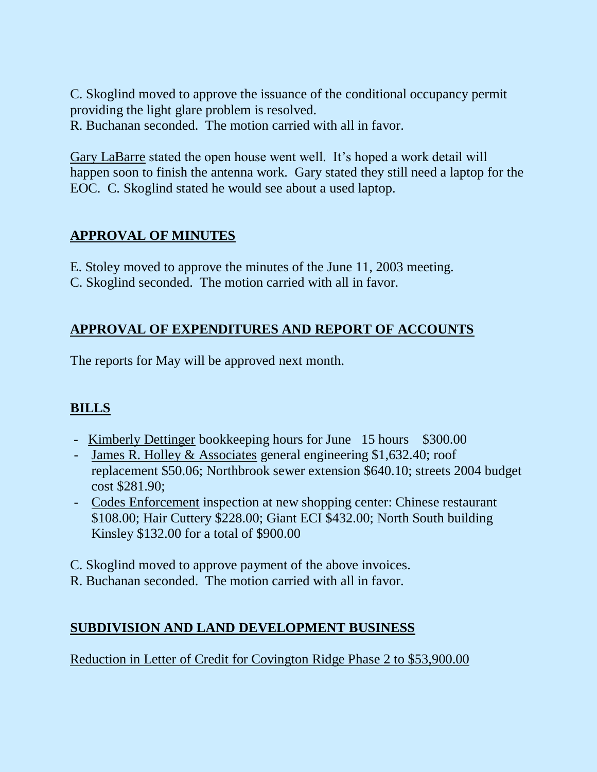C. Skoglind moved to approve the issuance of the conditional occupancy permit providing the light glare problem is resolved.
R. Buchanan seconded. The motion carried with all in favor.

Gary LaBarre stated the open house went well. It's hoped a work detail will happen soon to finish the antenna work. Gary stated they still need a laptop for the EOC. C. Skoglind stated he would see about a used laptop.

## APPROVAL OF MINUTES

E. Stoley moved to approve the minutes of the June 11, 2003 meeting.
C. Skoglind seconded. The motion carried with all in favor.

## APPROVAL OF EXPENDITURES AND REPORT OF ACCOUNTS

The reports for May will be approved next month.

## BILLS

- Kimberly Dettinger bookkeeping hours for June 15 hours $300.00
- James R. Holley & Associates general engineering $1,632.40; roof replacement $50.06; Northbrook sewer extension $640.10; streets 2004 budget cost $281.90;
- Codes Enforcement inspection at new shopping center: Chinese restaurant $108.00; Hair Cuttery $228.00; Giant ECI $432.00; North South building Kinsley $132.00 for a total of $900.00

C. Skoglind moved to approve payment of the above invoices.
R. Buchanan seconded. The motion carried with all in favor.

## SUBDIVISION AND LAND DEVELOPMENT BUSINESS

Reduction in Letter of Credit for Covington Ridge Phase 2 to $53,900.00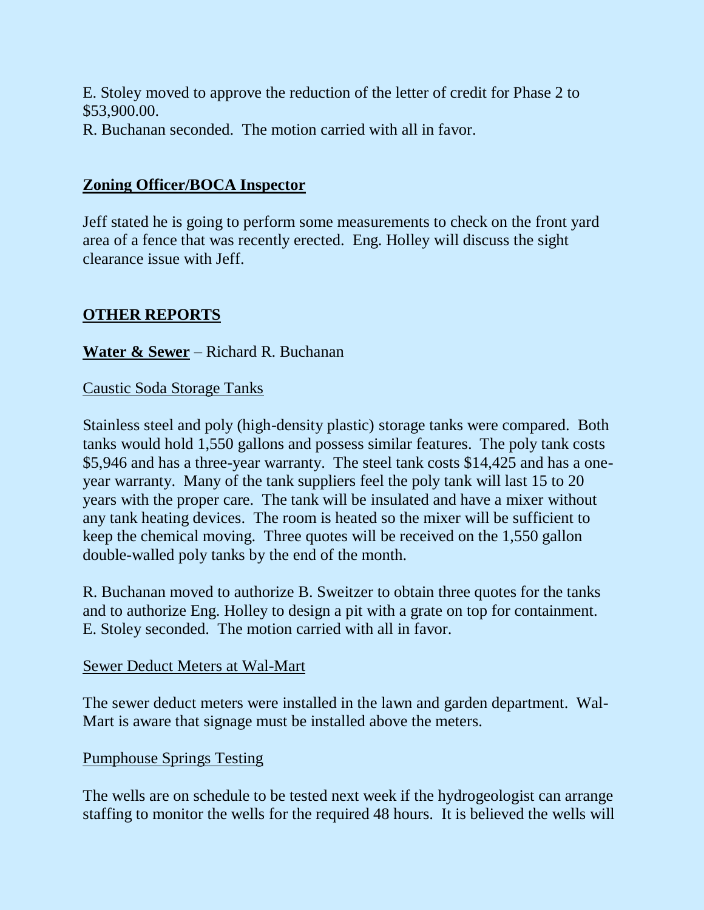E. Stoley moved to approve the reduction of the letter of credit for Phase 2 to $53,900.00.
R. Buchanan seconded. The motion carried with all in favor.

## Zoning Officer/BOCA Inspector

Jeff stated he is going to perform some measurements to check on the front yard area of a fence that was recently erected. Eng. Holley will discuss the sight clearance issue with Jeff.

## OTHER REPORTS

**Water & Sewer** – Richard R. Buchanan

### Caustic Soda Storage Tanks

Stainless steel and poly (high-density plastic) storage tanks were compared. Both tanks would hold 1,550 gallons and possess similar features. The poly tank costs $5,946 and has a three-year warranty. The steel tank costs $14,425 and has a one-year warranty. Many of the tank suppliers feel the poly tank will last 15 to 20 years with the proper care. The tank will be insulated and have a mixer without any tank heating devices. The room is heated so the mixer will be sufficient to keep the chemical moving. Three quotes will be received on the 1,550 gallon double-walled poly tanks by the end of the month.

R. Buchanan moved to authorize B. Sweitzer to obtain three quotes for the tanks and to authorize Eng. Holley to design a pit with a grate on top for containment. E. Stoley seconded. The motion carried with all in favor.

### Sewer Deduct Meters at Wal-Mart

The sewer deduct meters were installed in the lawn and garden department. Wal-Mart is aware that signage must be installed above the meters.

### Pumphouse Springs Testing

The wells are on schedule to be tested next week if the hydrogeologist can arrange staffing to monitor the wells for the required 48 hours. It is believed the wells will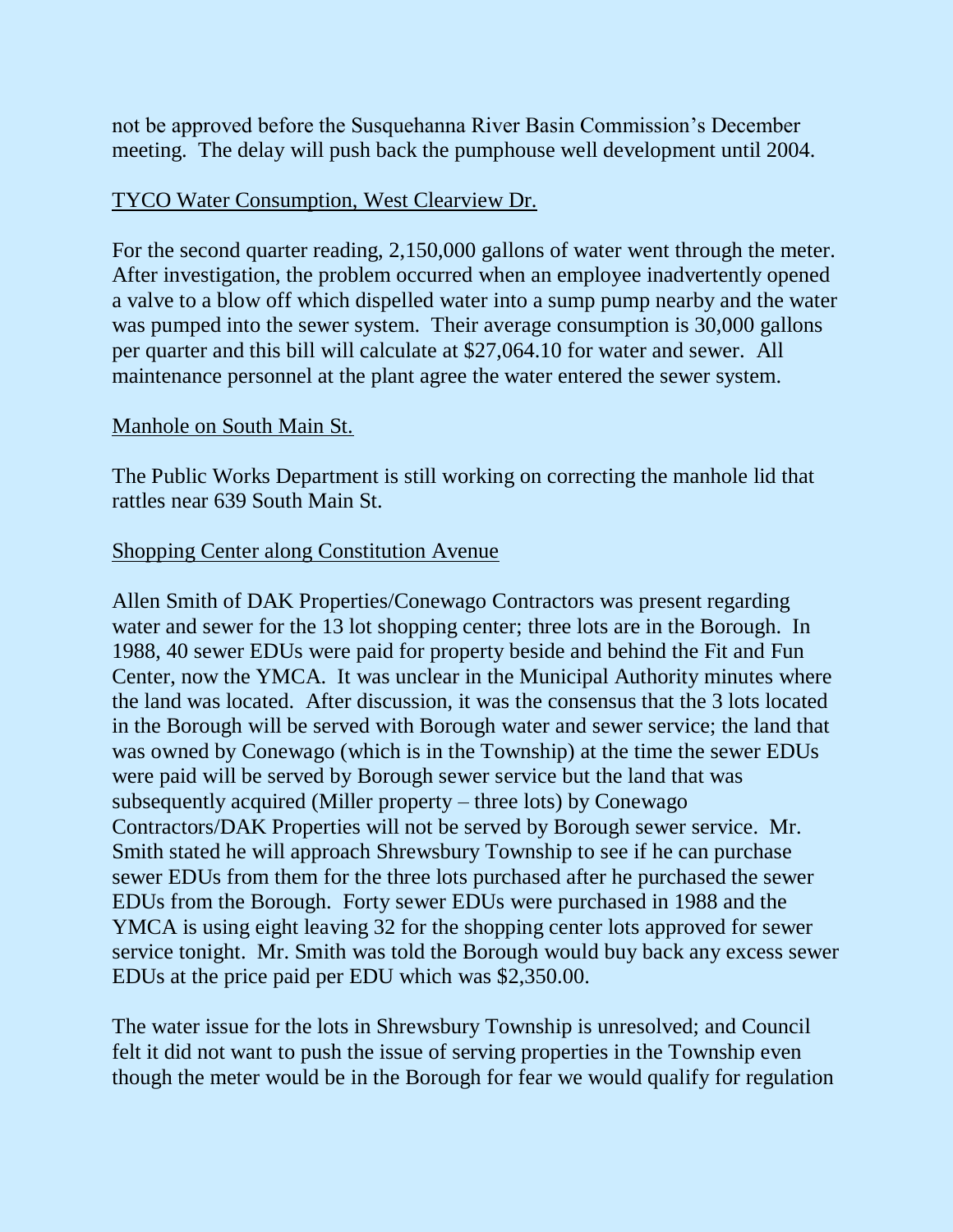not be approved before the Susquehanna River Basin Commission's December meeting. The delay will push back the pumphouse well development until 2004.

<u>TYCO Water Consumption, West Clearview Dr.</u>

For the second quarter reading, 2,150,000 gallons of water went through the meter. After investigation, the problem occurred when an employee inadvertently opened a valve to a blow off which dispelled water into a sump pump nearby and the water was pumped into the sewer system. Their average consumption is 30,000 gallons per quarter and this bill will calculate at $27,064.10 for water and sewer. All maintenance personnel at the plant agree the water entered the sewer system.

<u>Manhole on South Main St.</u>

The Public Works Department is still working on correcting the manhole lid that rattles near 639 South Main St.

<u>Shopping Center along Constitution Avenue</u>

Allen Smith of DAK Properties/Conewago Contractors was present regarding water and sewer for the 13 lot shopping center; three lots are in the Borough. In 1988, 40 sewer EDUs were paid for property beside and behind the Fit and Fun Center, now the YMCA. It was unclear in the Municipal Authority minutes where the land was located. After discussion, it was the consensus that the 3 lots located in the Borough will be served with Borough water and sewer service; the land that was owned by Conewago (which is in the Township) at the time the sewer EDUs were paid will be served by Borough sewer service but the land that was subsequently acquired (Miller property – three lots) by Conewago Contractors/DAK Properties will not be served by Borough sewer service. Mr. Smith stated he will approach Shrewsbury Township to see if he can purchase sewer EDUs from them for the three lots purchased after he purchased the sewer EDUs from the Borough. Forty sewer EDUs were purchased in 1988 and the YMCA is using eight leaving 32 for the shopping center lots approved for sewer service tonight. Mr. Smith was told the Borough would buy back any excess sewer EDUs at the price paid per EDU which was $2,350.00.

The water issue for the lots in Shrewsbury Township is unresolved; and Council felt it did not want to push the issue of serving properties in the Township even though the meter would be in the Borough for fear we would qualify for regulation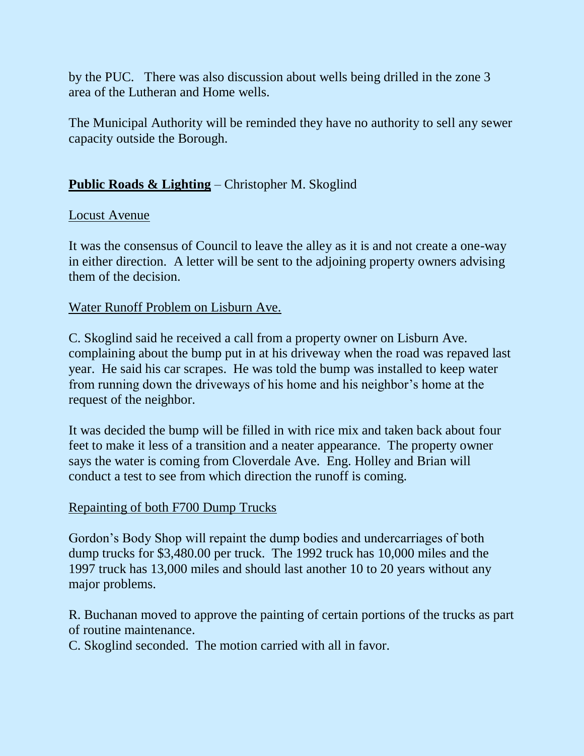by the PUC. There was also discussion about wells being drilled in the zone 3 area of the Lutheran and Home wells.

The Municipal Authority will be reminded they have no authority to sell any sewer capacity outside the Borough.

**Public Roads & Lighting** – Christopher M. Skoglind

Locust Avenue

It was the consensus of Council to leave the alley as it is and not create a one-way in either direction. A letter will be sent to the adjoining property owners advising them of the decision.

Water Runoff Problem on Lisburn Ave.

C. Skoglind said he received a call from a property owner on Lisburn Ave. complaining about the bump put in at his driveway when the road was repaved last year. He said his car scrapes. He was told the bump was installed to keep water from running down the driveways of his home and his neighbor's home at the request of the neighbor.

It was decided the bump will be filled in with rice mix and taken back about four feet to make it less of a transition and a neater appearance. The property owner says the water is coming from Cloverdale Ave. Eng. Holley and Brian will conduct a test to see from which direction the runoff is coming.

Repainting of both F700 Dump Trucks

Gordon's Body Shop will repaint the dump bodies and undercarriages of both dump trucks for $3,480.00 per truck. The 1992 truck has 10,000 miles and the 1997 truck has 13,000 miles and should last another 10 to 20 years without any major problems.

R. Buchanan moved to approve the painting of certain portions of the trucks as part of routine maintenance.
C. Skoglind seconded. The motion carried with all in favor.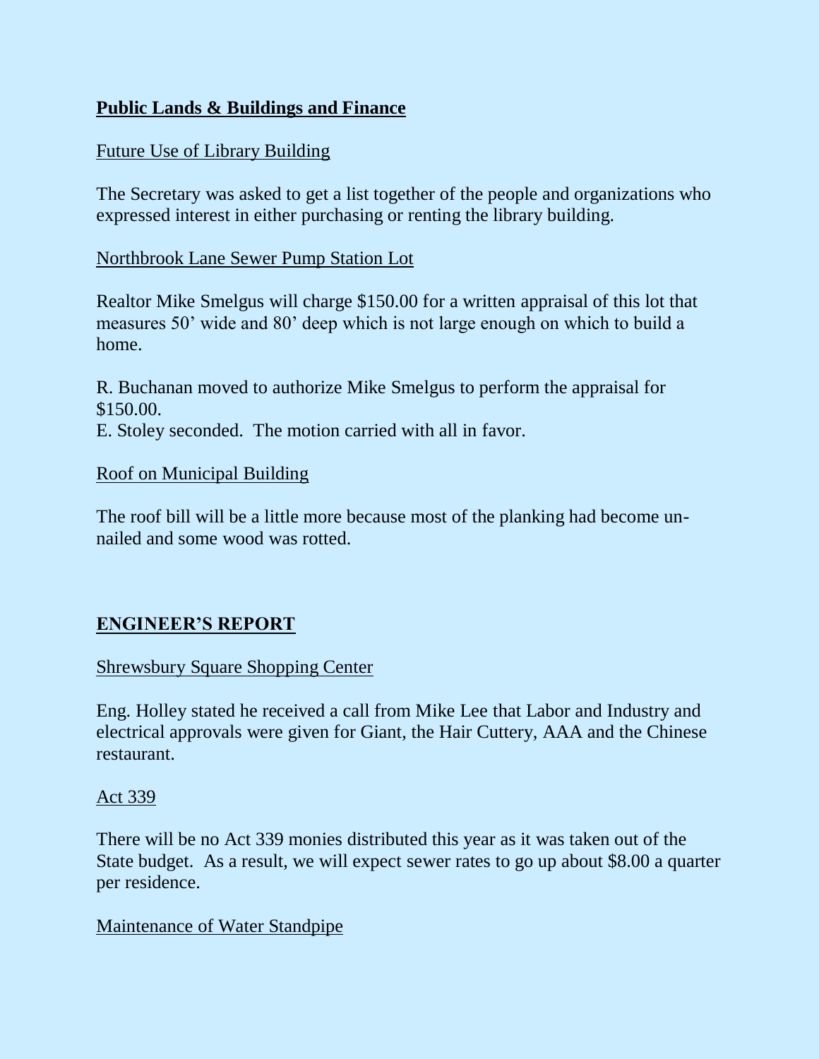## **Public Lands & Buildings and Finance**

Future Use of Library Building

The Secretary was asked to get a list together of the people and organizations who expressed interest in either purchasing or renting the library building.

Northbrook Lane Sewer Pump Station Lot

Realtor Mike Smelgus will charge $150.00 for a written appraisal of this lot that measures 50' wide and 80' deep which is not large enough on which to build a home.

R. Buchanan moved to authorize Mike Smelgus to perform the appraisal for $150.00.
E. Stoley seconded. The motion carried with all in favor.

Roof on Municipal Building

The roof bill will be a little more because most of the planking had become un-nailed and some wood was rotted.

## **ENGINEER'S REPORT**

Shrewsbury Square Shopping Center

Eng. Holley stated he received a call from Mike Lee that Labor and Industry and electrical approvals were given for Giant, the Hair Cuttery, AAA and the Chinese restaurant.

Act 339

There will be no Act 339 monies distributed this year as it was taken out of the State budget. As a result, we will expect sewer rates to go up about $8.00 a quarter per residence.

Maintenance of Water Standpipe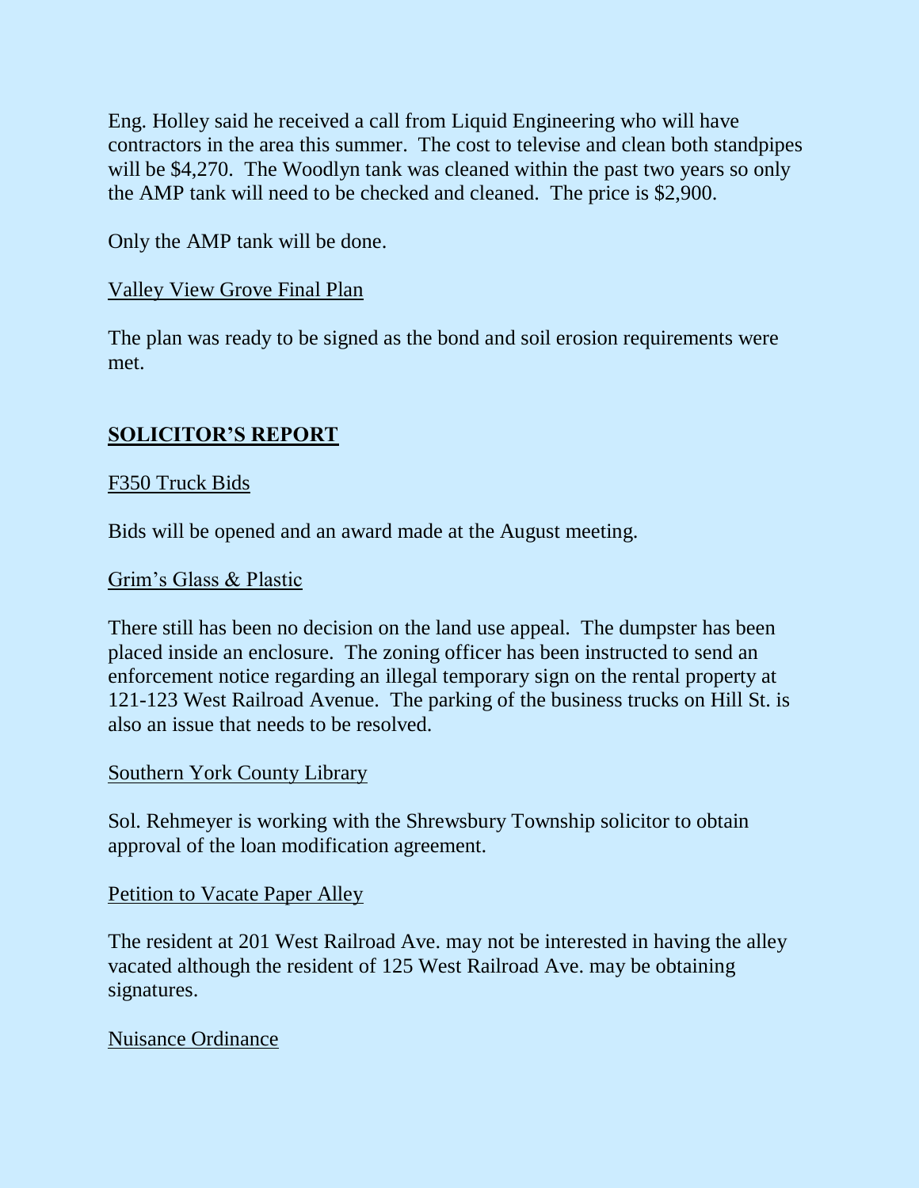Eng. Holley said he received a call from Liquid Engineering who will have contractors in the area this summer. The cost to televise and clean both standpipes will be $4,270. The Woodlyn tank was cleaned within the past two years so only the AMP tank will need to be checked and cleaned. The price is $2,900.

Only the AMP tank will be done.

Valley View Grove Final Plan

The plan was ready to be signed as the bond and soil erosion requirements were met.

## SOLICITOR'S REPORT

F350 Truck Bids

Bids will be opened and an award made at the August meeting.

Grim's Glass & Plastic

There still has been no decision on the land use appeal. The dumpster has been placed inside an enclosure. The zoning officer has been instructed to send an enforcement notice regarding an illegal temporary sign on the rental property at 121-123 West Railroad Avenue. The parking of the business trucks on Hill St. is also an issue that needs to be resolved.

Southern York County Library

Sol. Rehmeyer is working with the Shrewsbury Township solicitor to obtain approval of the loan modification agreement.

Petition to Vacate Paper Alley

The resident at 201 West Railroad Ave. may not be interested in having the alley vacated although the resident of 125 West Railroad Ave. may be obtaining signatures.

Nuisance Ordinance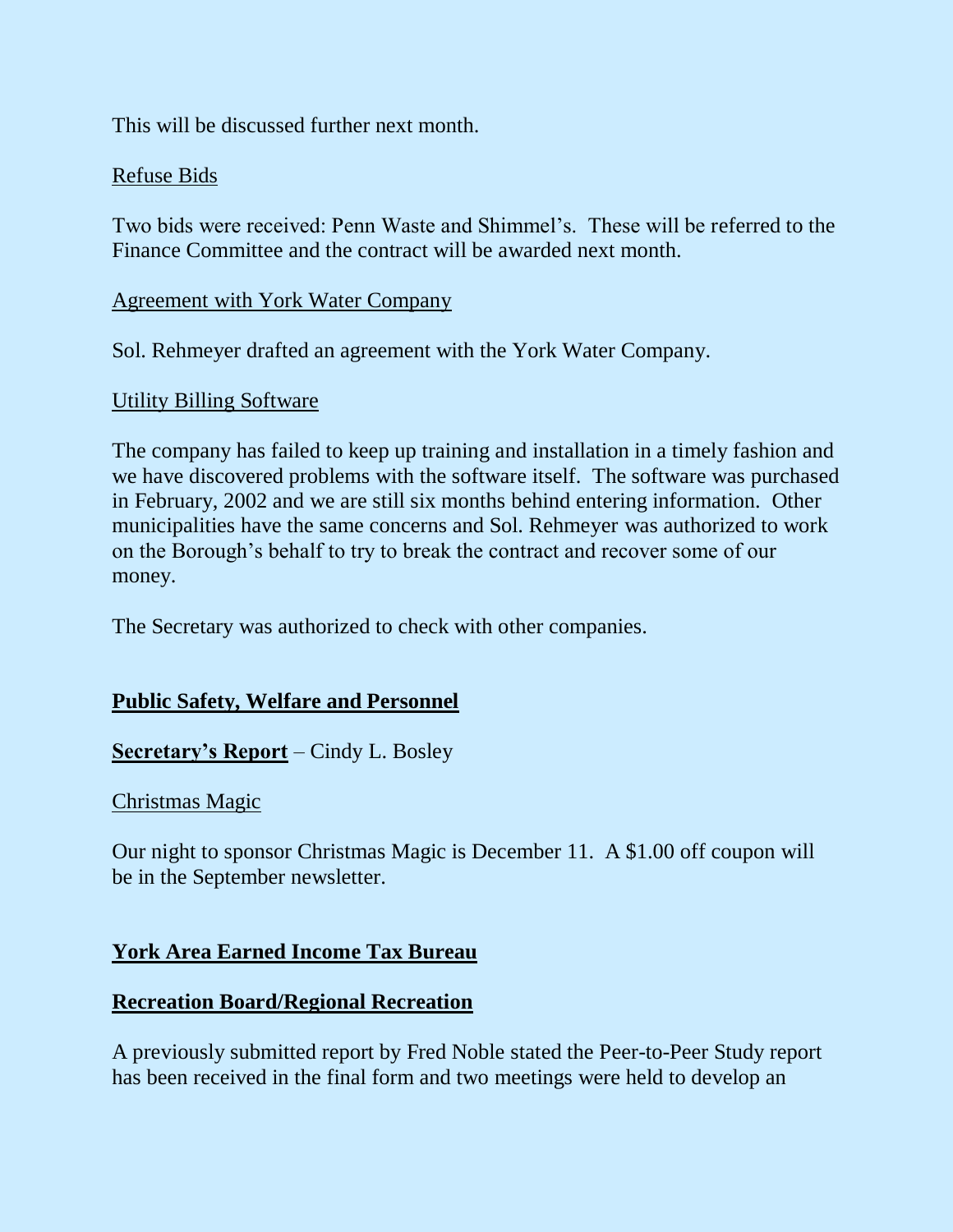This will be discussed further next month.

Refuse Bids

Two bids were received: Penn Waste and Shimmel's. These will be referred to the Finance Committee and the contract will be awarded next month.

Agreement with York Water Company

Sol. Rehmeyer drafted an agreement with the York Water Company.

Utility Billing Software

The company has failed to keep up training and installation in a timely fashion and we have discovered problems with the software itself. The software was purchased in February, 2002 and we are still six months behind entering information. Other municipalities have the same concerns and Sol. Rehmeyer was authorized to work on the Borough's behalf to try to break the contract and recover some of our money.

The Secretary was authorized to check with other companies.

## Public Safety, Welfare and Personnel

**Secretary's Report** – Cindy L. Bosley

Christmas Magic

Our night to sponsor Christmas Magic is December 11. A $1.00 off coupon will be in the September newsletter.

## York Area Earned Income Tax Bureau

## Recreation Board/Regional Recreation

A previously submitted report by Fred Noble stated the Peer-to-Peer Study report has been received in the final form and two meetings were held to develop an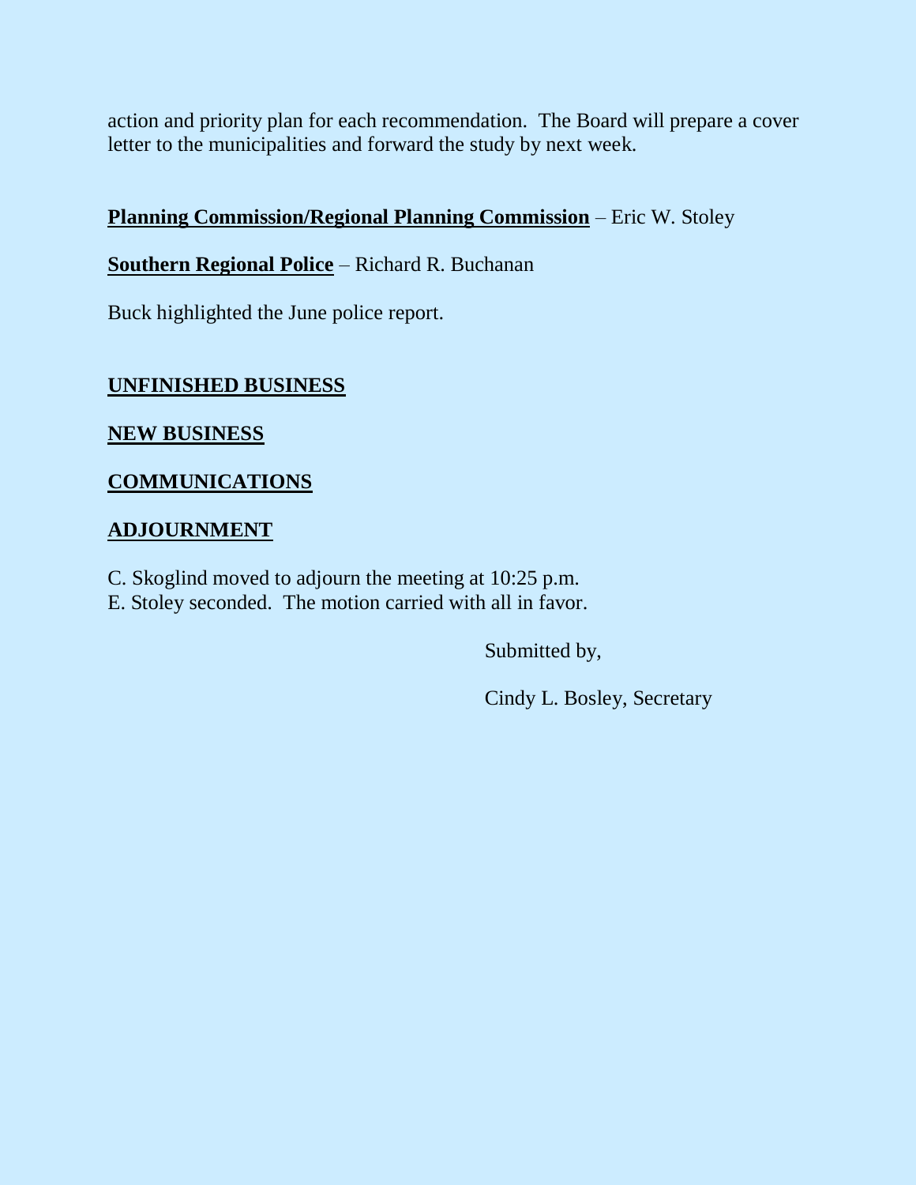action and priority plan for each recommendation. The Board will prepare a cover letter to the municipalities and forward the study by next week.

**Planning Commission/Regional Planning Commission** – Eric W. Stoley

**Southern Regional Police** – Richard R. Buchanan

Buck highlighted the June police report.

**UNFINISHED BUSINESS**

**NEW BUSINESS**

**COMMUNICATIONS**

**ADJOURNMENT**

C. Skoglind moved to adjourn the meeting at 10:25 p.m.
E. Stoley seconded. The motion carried with all in favor.

Submitted by,

Cindy L. Bosley, Secretary